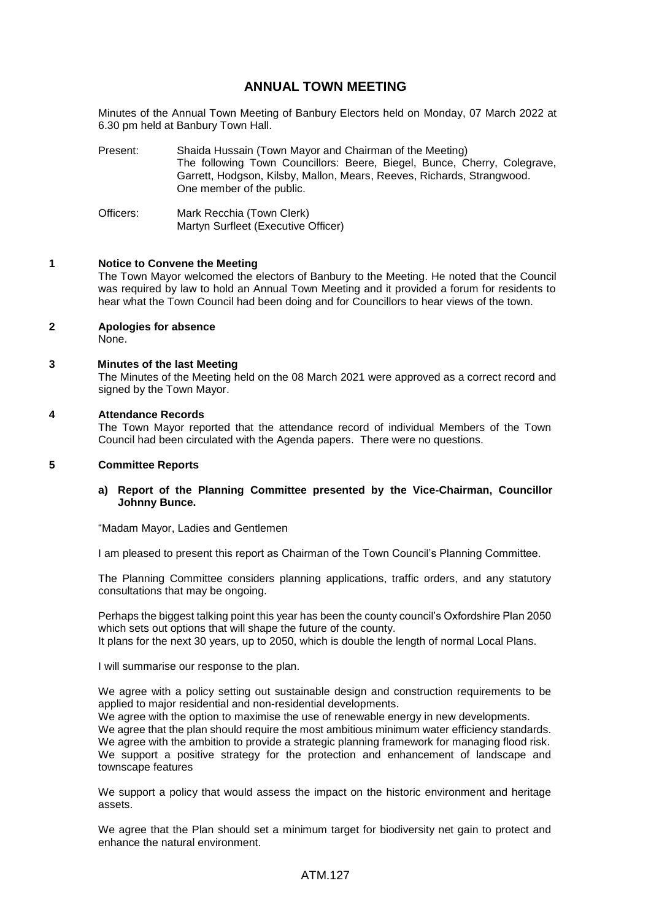# ANNUAL TOWN MEETING

Minutes of the Annual Town Meeting of Banbury Electors held on Monday, 07 March 2022 at 6.30 pm held at Banbury Town Hall.

Present: Shaida Hussain (Town Mayor and Chairman of the Meeting)
The following Town Councillors: Beere, Biegel, Bunce, Cherry, Colegrave, Garrett, Hodgson, Kilsby, Mallon, Mears, Reeves, Richards, Strangwood.
One member of the public.

Officers: Mark Recchia (Town Clerk)
Martyn Surfleet (Executive Officer)

## 1 Notice to Convene the Meeting

The Town Mayor welcomed the electors of Banbury to the Meeting. He noted that the Council was required by law to hold an Annual Town Meeting and it provided a forum for residents to hear what the Town Council had been doing and for Councillors to hear views of the town.

## 2 Apologies for absence

None.

## 3 Minutes of the last Meeting

The Minutes of the Meeting held on the 08 March 2021 were approved as a correct record and signed by the Town Mayor.

## 4 Attendance Records

The Town Mayor reported that the attendance record of individual Members of the Town Council had been circulated with the Agenda papers. There were no questions.

## 5 Committee Reports

### a) Report of the Planning Committee presented by the Vice-Chairman, Councillor Johnny Bunce.

"Madam Mayor, Ladies and Gentlemen

I am pleased to present this report as Chairman of the Town Council's Planning Committee.

The Planning Committee considers planning applications, traffic orders, and any statutory consultations that may be ongoing.

Perhaps the biggest talking point this year has been the county council's Oxfordshire Plan 2050 which sets out options that will shape the future of the county.
It plans for the next 30 years, up to 2050, which is double the length of normal Local Plans.

I will summarise our response to the plan.

We agree with a policy setting out sustainable design and construction requirements to be applied to major residential and non-residential developments.
We agree with the option to maximise the use of renewable energy in new developments.
We agree that the plan should require the most ambitious minimum water efficiency standards.
We agree with the ambition to provide a strategic planning framework for managing flood risk.
We support a positive strategy for the protection and enhancement of landscape and townscape features

We support a policy that would assess the impact on the historic environment and heritage assets.

We agree that the Plan should set a minimum target for biodiversity net gain to protect and enhance the natural environment.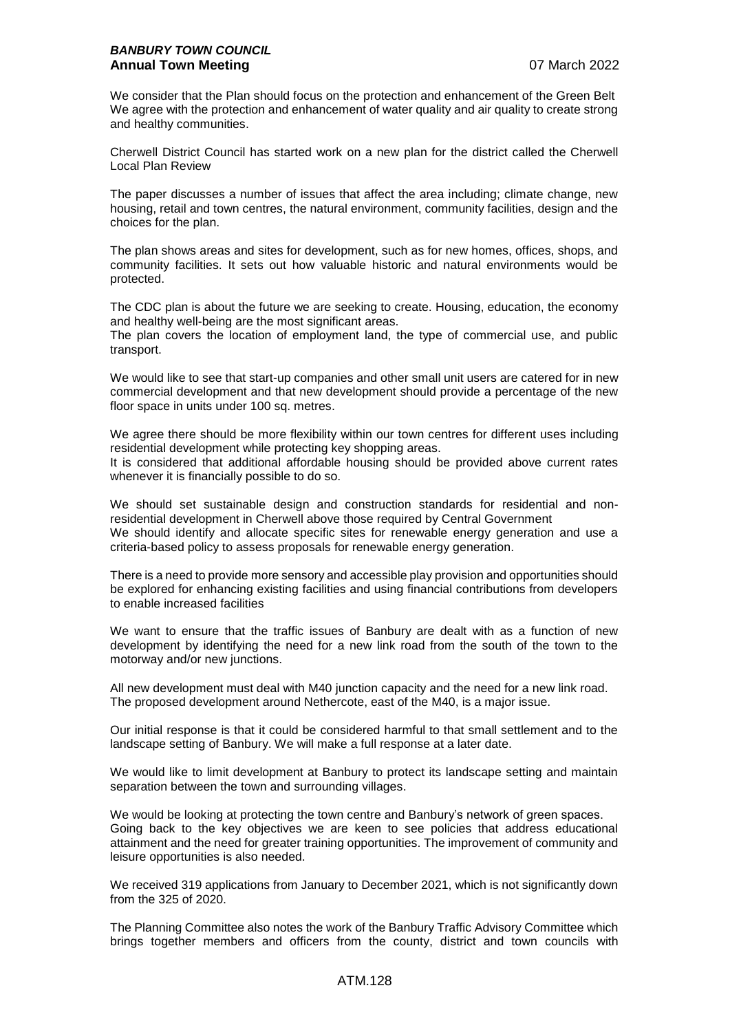We consider that the Plan should focus on the protection and enhancement of the Green Belt We agree with the protection and enhancement of water quality and air quality to create strong and healthy communities.

Cherwell District Council has started work on a new plan for the district called the Cherwell Local Plan Review

The paper discusses a number of issues that affect the area including; climate change, new housing, retail and town centres, the natural environment, community facilities, design and the choices for the plan.

The plan shows areas and sites for development, such as for new homes, offices, shops, and community facilities. It sets out how valuable historic and natural environments would be protected.

The CDC plan is about the future we are seeking to create. Housing, education, the economy and healthy well-being are the most significant areas.
The plan covers the location of employment land, the type of commercial use, and public transport.

We would like to see that start-up companies and other small unit users are catered for in new commercial development and that new development should provide a percentage of the new floor space in units under 100 sq. metres.

We agree there should be more flexibility within our town centres for different uses including residential development while protecting key shopping areas.
It is considered that additional affordable housing should be provided above current rates whenever it is financially possible to do so.

We should set sustainable design and construction standards for residential and non-residential development in Cherwell above those required by Central Government
We should identify and allocate specific sites for renewable energy generation and use a criteria-based policy to assess proposals for renewable energy generation.

There is a need to provide more sensory and accessible play provision and opportunities should be explored for enhancing existing facilities and using financial contributions from developers to enable increased facilities

We want to ensure that the traffic issues of Banbury are dealt with as a function of new development by identifying the need for a new link road from the south of the town to the motorway and/or new junctions.

All new development must deal with M40 junction capacity and the need for a new link road. The proposed development around Nethercote, east of the M40, is a major issue.

Our initial response is that it could be considered harmful to that small settlement and to the landscape setting of Banbury. We will make a full response at a later date.

We would like to limit development at Banbury to protect its landscape setting and maintain separation between the town and surrounding villages.

We would be looking at protecting the town centre and Banbury's network of green spaces.
Going back to the key objectives we are keen to see policies that address educational attainment and the need for greater training opportunities. The improvement of community and leisure opportunities is also needed.

We received 319 applications from January to December 2021, which is not significantly down from the 325 of 2020.

The Planning Committee also notes the work of the Banbury Traffic Advisory Committee which brings together members and officers from the county, district and town councils with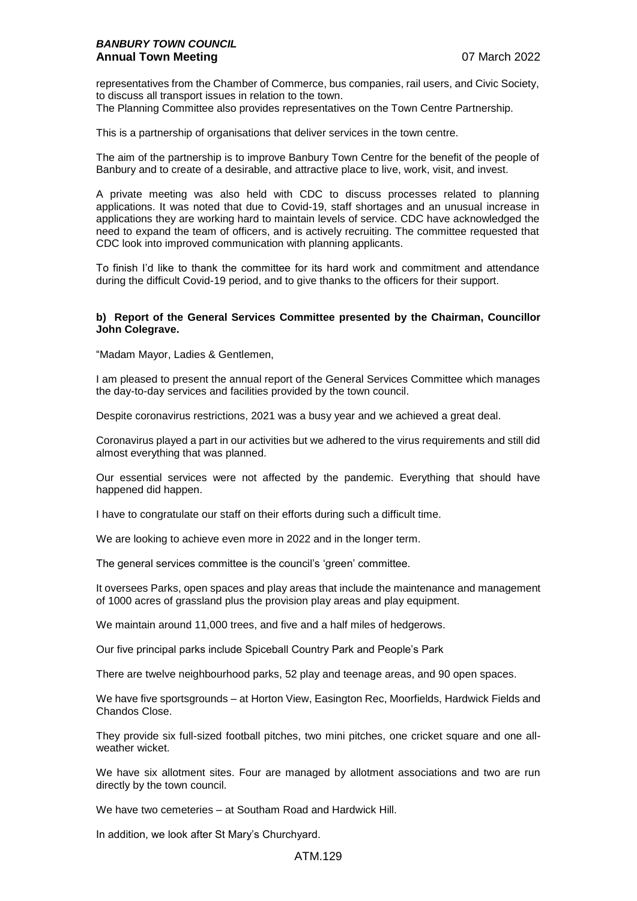representatives from the Chamber of Commerce, bus companies, rail users, and Civic Society, to discuss all transport issues in relation to the town.
The Planning Committee also provides representatives on the Town Centre Partnership.

This is a partnership of organisations that deliver services in the town centre.

The aim of the partnership is to improve Banbury Town Centre for the benefit of the people of Banbury and to create of a desirable, and attractive place to live, work, visit, and invest.

A private meeting was also held with CDC to discuss processes related to planning applications. It was noted that due to Covid-19, staff shortages and an unusual increase in applications they are working hard to maintain levels of service. CDC have acknowledged the need to expand the team of officers, and is actively recruiting. The committee requested that CDC look into improved communication with planning applicants.

To finish I'd like to thank the committee for its hard work and commitment and attendance during the difficult Covid-19 period, and to give thanks to the officers for their support.

**b) Report of the General Services Committee presented by the Chairman, Councillor John Colegrave.**

"Madam Mayor, Ladies & Gentlemen,

I am pleased to present the annual report of the General Services Committee which manages the day-to-day services and facilities provided by the town council.

Despite coronavirus restrictions, 2021 was a busy year and we achieved a great deal.

Coronavirus played a part in our activities but we adhered to the virus requirements and still did almost everything that was planned.

Our essential services were not affected by the pandemic. Everything that should have happened did happen.

I have to congratulate our staff on their efforts during such a difficult time.

We are looking to achieve even more in 2022 and in the longer term.

The general services committee is the council's 'green' committee.

It oversees Parks, open spaces and play areas that include the maintenance and management of 1000 acres of grassland plus the provision play areas and play equipment.

We maintain around 11,000 trees, and five and a half miles of hedgerows.

Our five principal parks include Spiceball Country Park and People's Park

There are twelve neighbourhood parks, 52 play and teenage areas, and 90 open spaces.

We have five sportsgrounds – at Horton View, Easington Rec, Moorfields, Hardwick Fields and Chandos Close.

They provide six full-sized football pitches, two mini pitches, one cricket square and one all-weather wicket.

We have six allotment sites. Four are managed by allotment associations and two are run directly by the town council.

We have two cemeteries – at Southam Road and Hardwick Hill.

In addition, we look after St Mary's Churchyard.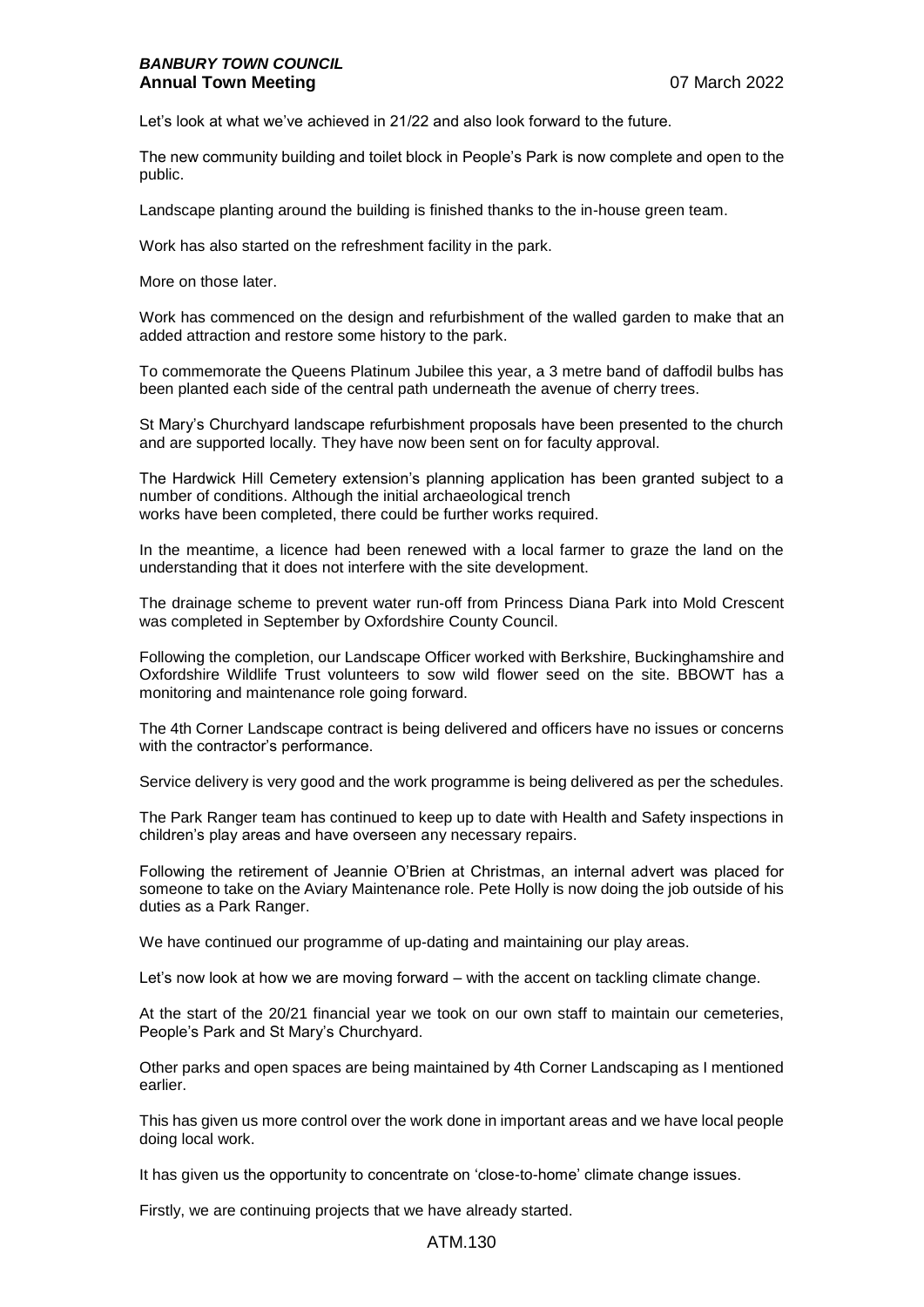Let's look at what we've achieved in 21/22 and also look forward to the future.

The new community building and toilet block in People's Park is now complete and open to the public.

Landscape planting around the building is finished thanks to the in-house green team.

Work has also started on the refreshment facility in the park.

More on those later.

Work has commenced on the design and refurbishment of the walled garden to make that an added attraction and restore some history to the park.

To commemorate the Queens Platinum Jubilee this year, a 3 metre band of daffodil bulbs has been planted each side of the central path underneath the avenue of cherry trees.

St Mary's Churchyard landscape refurbishment proposals have been presented to the church and are supported locally. They have now been sent on for faculty approval.

The Hardwick Hill Cemetery extension's planning application has been granted subject to a number of conditions. Although the initial archaeological trench works have been completed, there could be further works required.

In the meantime, a licence had been renewed with a local farmer to graze the land on the understanding that it does not interfere with the site development.

The drainage scheme to prevent water run-off from Princess Diana Park into Mold Crescent was completed in September by Oxfordshire County Council.

Following the completion, our Landscape Officer worked with Berkshire, Buckinghamshire and Oxfordshire Wildlife Trust volunteers to sow wild flower seed on the site. BBOWT has a monitoring and maintenance role going forward.

The 4th Corner Landscape contract is being delivered and officers have no issues or concerns with the contractor's performance.

Service delivery is very good and the work programme is being delivered as per the schedules.

The Park Ranger team has continued to keep up to date with Health and Safety inspections in children's play areas and have overseen any necessary repairs.

Following the retirement of Jeannie O'Brien at Christmas, an internal advert was placed for someone to take on the Aviary Maintenance role. Pete Holly is now doing the job outside of his duties as a Park Ranger.

We have continued our programme of up-dating and maintaining our play areas.

Let's now look at how we are moving forward – with the accent on tackling climate change.

At the start of the 20/21 financial year we took on our own staff to maintain our cemeteries, People's Park and St Mary's Churchyard.

Other parks and open spaces are being maintained by 4th Corner Landscaping as I mentioned earlier.

This has given us more control over the work done in important areas and we have local people doing local work.

It has given us the opportunity to concentrate on 'close-to-home' climate change issues.

Firstly, we are continuing projects that we have already started.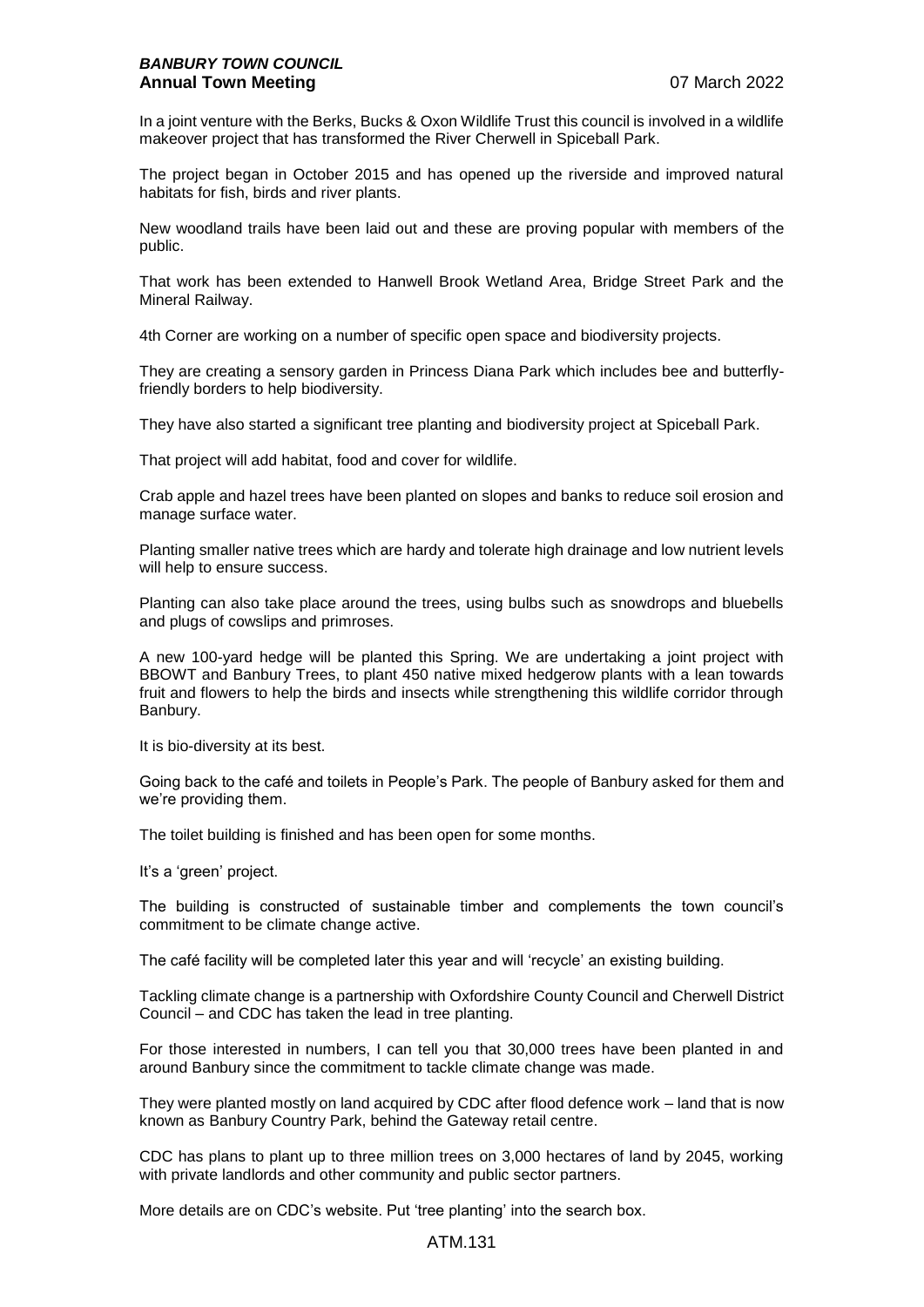In a joint venture with the Berks, Bucks & Oxon Wildlife Trust this council is involved in a wildlife makeover project that has transformed the River Cherwell in Spiceball Park.

The project began in October 2015 and has opened up the riverside and improved natural habitats for fish, birds and river plants.

New woodland trails have been laid out and these are proving popular with members of the public.

That work has been extended to Hanwell Brook Wetland Area, Bridge Street Park and the Mineral Railway.

4th Corner are working on a number of specific open space and biodiversity projects.

They are creating a sensory garden in Princess Diana Park which includes bee and butterfly-friendly borders to help biodiversity.

They have also started a significant tree planting and biodiversity project at Spiceball Park.

That project will add habitat, food and cover for wildlife.

Crab apple and hazel trees have been planted on slopes and banks to reduce soil erosion and manage surface water.

Planting smaller native trees which are hardy and tolerate high drainage and low nutrient levels will help to ensure success.

Planting can also take place around the trees, using bulbs such as snowdrops and bluebells and plugs of cowslips and primroses.

A new 100-yard hedge will be planted this Spring. We are undertaking a joint project with BBOWT and Banbury Trees, to plant 450 native mixed hedgerow plants with a lean towards fruit and flowers to help the birds and insects while strengthening this wildlife corridor through Banbury.

It is bio-diversity at its best.

Going back to the café and toilets in People's Park. The people of Banbury asked for them and we're providing them.

The toilet building is finished and has been open for some months.

It's a 'green' project.

The building is constructed of sustainable timber and complements the town council's commitment to be climate change active.

The café facility will be completed later this year and will 'recycle' an existing building.

Tackling climate change is a partnership with Oxfordshire County Council and Cherwell District Council – and CDC has taken the lead in tree planting.

For those interested in numbers, I can tell you that 30,000 trees have been planted in and around Banbury since the commitment to tackle climate change was made.

They were planted mostly on land acquired by CDC after flood defence work – land that is now known as Banbury Country Park, behind the Gateway retail centre.

CDC has plans to plant up to three million trees on 3,000 hectares of land by 2045, working with private landlords and other community and public sector partners.

More details are on CDC's website. Put 'tree planting' into the search box.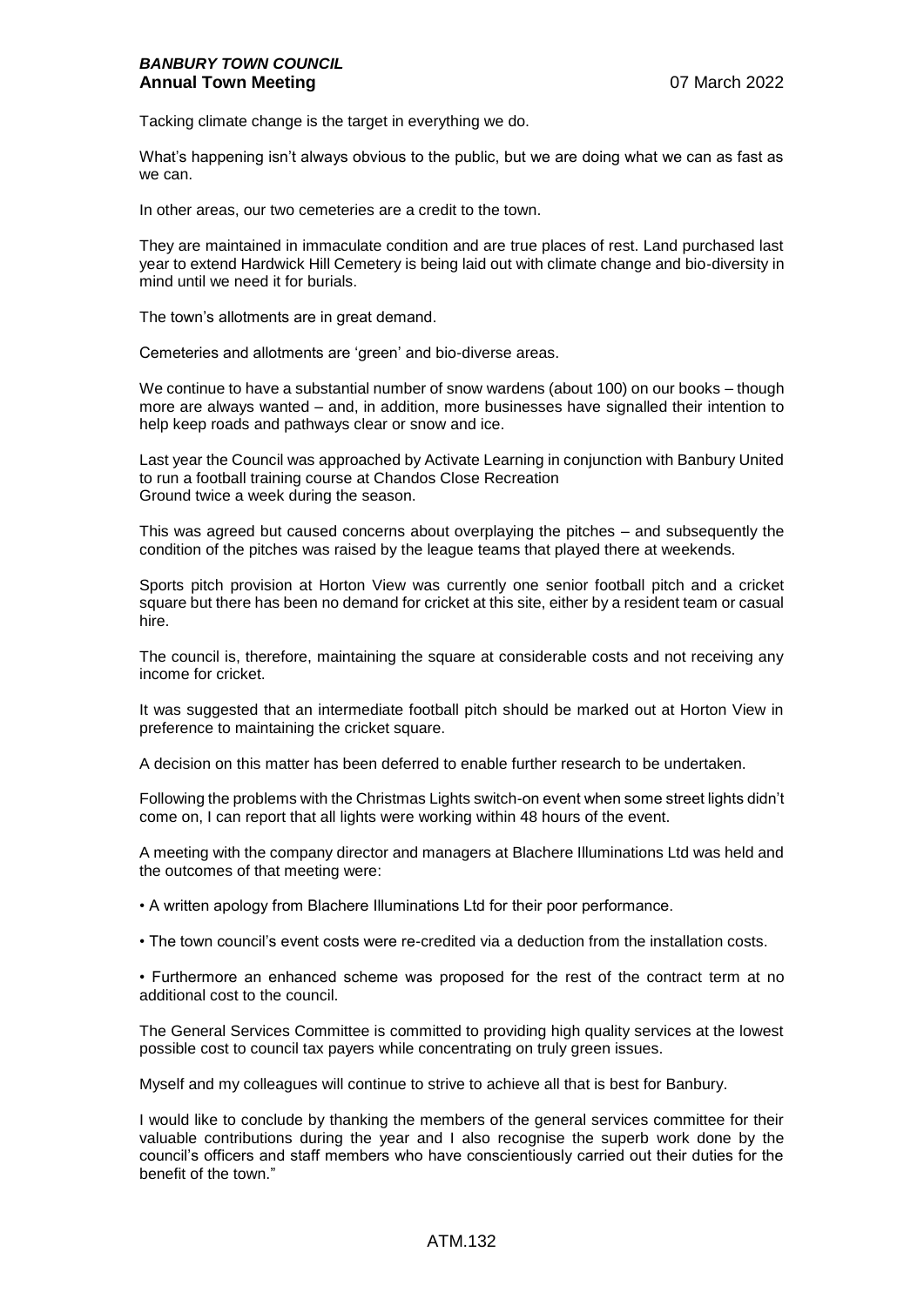Tacking climate change is the target in everything we do.

What's happening isn't always obvious to the public, but we are doing what we can as fast as we can.

In other areas, our two cemeteries are a credit to the town.

They are maintained in immaculate condition and are true places of rest. Land purchased last year to extend Hardwick Hill Cemetery is being laid out with climate change and bio-diversity in mind until we need it for burials.

The town's allotments are in great demand.

Cemeteries and allotments are 'green' and bio-diverse areas.

We continue to have a substantial number of snow wardens (about 100) on our books – though more are always wanted – and, in addition, more businesses have signalled their intention to help keep roads and pathways clear or snow and ice.

Last year the Council was approached by Activate Learning in conjunction with Banbury United to run a football training course at Chandos Close Recreation Ground twice a week during the season.

This was agreed but caused concerns about overplaying the pitches – and subsequently the condition of the pitches was raised by the league teams that played there at weekends.

Sports pitch provision at Horton View was currently one senior football pitch and a cricket square but there has been no demand for cricket at this site, either by a resident team or casual hire.

The council is, therefore, maintaining the square at considerable costs and not receiving any income for cricket.

It was suggested that an intermediate football pitch should be marked out at Horton View in preference to maintaining the cricket square.

A decision on this matter has been deferred to enable further research to be undertaken.

Following the problems with the Christmas Lights switch-on event when some street lights didn't come on, I can report that all lights were working within 48 hours of the event.

A meeting with the company director and managers at Blachere Illuminations Ltd was held and the outcomes of that meeting were:

- A written apology from Blachere Illuminations Ltd for their poor performance.
- The town council's event costs were re-credited via a deduction from the installation costs.
- Furthermore an enhanced scheme was proposed for the rest of the contract term at no additional cost to the council.

The General Services Committee is committed to providing high quality services at the lowest possible cost to council tax payers while concentrating on truly green issues.

Myself and my colleagues will continue to strive to achieve all that is best for Banbury.

I would like to conclude by thanking the members of the general services committee for their valuable contributions during the year and I also recognise the superb work done by the council's officers and staff members who have conscientiously carried out their duties for the benefit of the town."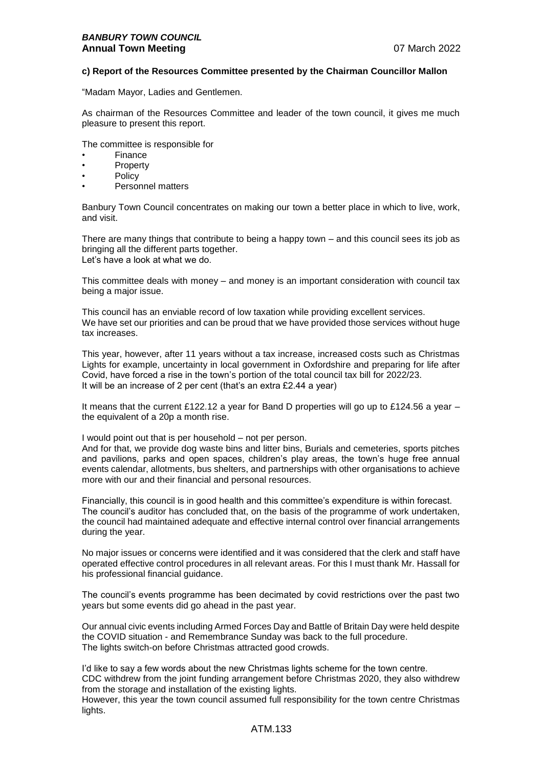**c) Report of the Resources Committee presented by the Chairman Councillor Mallon**

"Madam Mayor, Ladies and Gentlemen.

As chairman of the Resources Committee and leader of the town council, it gives me much pleasure to present this report.

The committee is responsible for

- Finance
- Property
- Policy
- Personnel matters

Banbury Town Council concentrates on making our town a better place in which to live, work, and visit.

There are many things that contribute to being a happy town – and this council sees its job as bringing all the different parts together.
Let's have a look at what we do.

This committee deals with money – and money is an important consideration with council tax being a major issue.

This council has an enviable record of low taxation while providing excellent services.
We have set our priorities and can be proud that we have provided those services without huge tax increases.

This year, however, after 11 years without a tax increase, increased costs such as Christmas Lights for example, uncertainty in local government in Oxfordshire and preparing for life after Covid, have forced a rise in the town's portion of the total council tax bill for 2022/23.
It will be an increase of 2 per cent (that's an extra £2.44 a year)

It means that the current £122.12 a year for Band D properties will go up to £124.56 a year – the equivalent of a 20p a month rise.

I would point out that is per household – not per person.
And for that, we provide dog waste bins and litter bins, Burials and cemeteries, sports pitches and pavilions, parks and open spaces, children's play areas, the town's huge free annual events calendar, allotments, bus shelters, and partnerships with other organisations to achieve more with our and their financial and personal resources.

Financially, this council is in good health and this committee's expenditure is within forecast.
The council's auditor has concluded that, on the basis of the programme of work undertaken, the council had maintained adequate and effective internal control over financial arrangements during the year.

No major issues or concerns were identified and it was considered that the clerk and staff have operated effective control procedures in all relevant areas. For this I must thank Mr. Hassall for his professional financial guidance.

The council's events programme has been decimated by covid restrictions over the past two years but some events did go ahead in the past year.

Our annual civic events including Armed Forces Day and Battle of Britain Day were held despite the COVID situation - and Remembrance Sunday was back to the full procedure.
The lights switch-on before Christmas attracted good crowds.

I'd like to say a few words about the new Christmas lights scheme for the town centre.
CDC withdrew from the joint funding arrangement before Christmas 2020, they also withdrew from the storage and installation of the existing lights.
However, this year the town council assumed full responsibility for the town centre Christmas lights.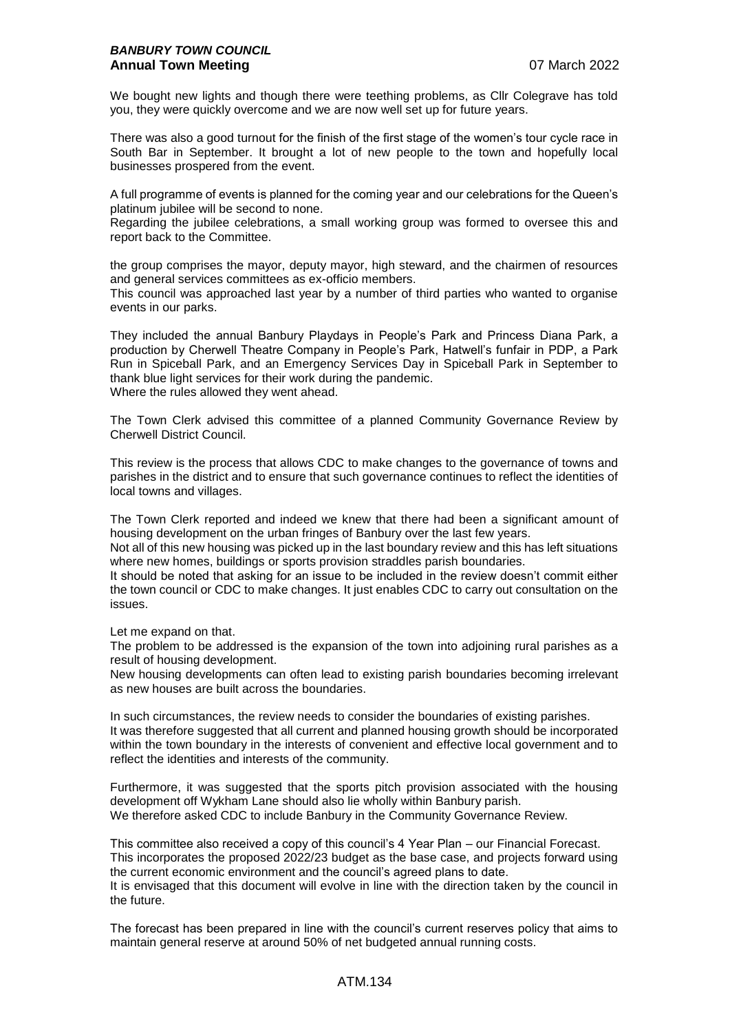We bought new lights and though there were teething problems, as Cllr Colegrave has told you, they were quickly overcome and we are now well set up for future years.

There was also a good turnout for the finish of the first stage of the women's tour cycle race in South Bar in September. It brought a lot of new people to the town and hopefully local businesses prospered from the event.

A full programme of events is planned for the coming year and our celebrations for the Queen's platinum jubilee will be second to none.

Regarding the jubilee celebrations, a small working group was formed to oversee this and report back to the Committee.

the group comprises the mayor, deputy mayor, high steward, and the chairmen of resources and general services committees as ex-officio members.

This council was approached last year by a number of third parties who wanted to organise events in our parks.

They included the annual Banbury Playdays in People's Park and Princess Diana Park, a production by Cherwell Theatre Company in People's Park, Hatwell's funfair in PDP, a Park Run in Spiceball Park, and an Emergency Services Day in Spiceball Park in September to thank blue light services for their work during the pandemic.

Where the rules allowed they went ahead.

The Town Clerk advised this committee of a planned Community Governance Review by Cherwell District Council.

This review is the process that allows CDC to make changes to the governance of towns and parishes in the district and to ensure that such governance continues to reflect the identities of local towns and villages.

The Town Clerk reported and indeed we knew that there had been a significant amount of housing development on the urban fringes of Banbury over the last few years.

Not all of this new housing was picked up in the last boundary review and this has left situations where new homes, buildings or sports provision straddles parish boundaries.

It should be noted that asking for an issue to be included in the review doesn't commit either the town council or CDC to make changes. It just enables CDC to carry out consultation on the issues.

Let me expand on that.

The problem to be addressed is the expansion of the town into adjoining rural parishes as a result of housing development.

New housing developments can often lead to existing parish boundaries becoming irrelevant as new houses are built across the boundaries.

In such circumstances, the review needs to consider the boundaries of existing parishes.

It was therefore suggested that all current and planned housing growth should be incorporated within the town boundary in the interests of convenient and effective local government and to reflect the identities and interests of the community.

Furthermore, it was suggested that the sports pitch provision associated with the housing development off Wykham Lane should also lie wholly within Banbury parish.

We therefore asked CDC to include Banbury in the Community Governance Review.

This committee also received a copy of this council's 4 Year Plan – our Financial Forecast.

This incorporates the proposed 2022/23 budget as the base case, and projects forward using the current economic environment and the council's agreed plans to date.

It is envisaged that this document will evolve in line with the direction taken by the council in the future.

The forecast has been prepared in line with the council's current reserves policy that aims to maintain general reserve at around 50% of net budgeted annual running costs.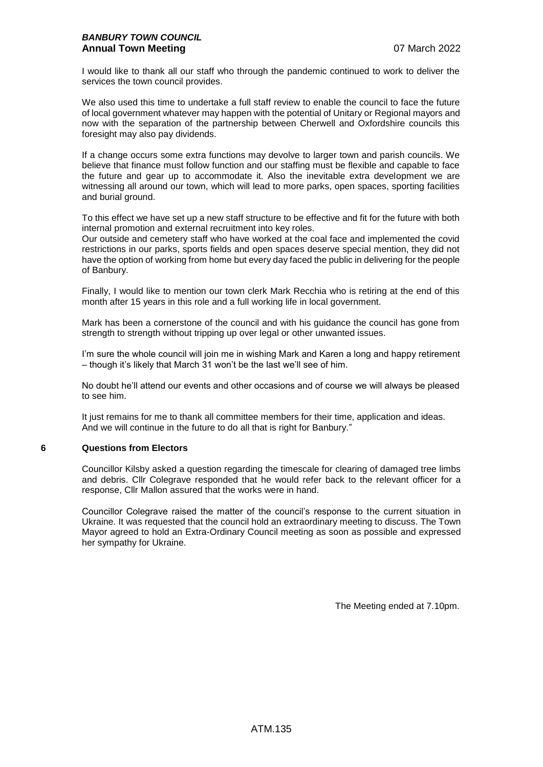I would like to thank all our staff who through the pandemic continued to work to deliver the services the town council provides.

We also used this time to undertake a full staff review to enable the council to face the future of local government whatever may happen with the potential of Unitary or Regional mayors and now with the separation of the partnership between Cherwell and Oxfordshire councils this foresight may also pay dividends.

If a change occurs some extra functions may devolve to larger town and parish councils. We believe that finance must follow function and our staffing must be flexible and capable to face the future and gear up to accommodate it. Also the inevitable extra development we are witnessing all around our town, which will lead to more parks, open spaces, sporting facilities and burial ground.

To this effect we have set up a new staff structure to be effective and fit for the future with both internal promotion and external recruitment into key roles.
Our outside and cemetery staff who have worked at the coal face and implemented the covid restrictions in our parks, sports fields and open spaces deserve special mention, they did not have the option of working from home but every day faced the public in delivering for the people of Banbury.

Finally, I would like to mention our town clerk Mark Recchia who is retiring at the end of this month after 15 years in this role and a full working life in local government.

Mark has been a cornerstone of the council and with his guidance the council has gone from strength to strength without tripping up over legal or other unwanted issues.

I'm sure the whole council will join me in wishing Mark and Karen a long and happy retirement – though it's likely that March 31 won't be the last we'll see of him.

No doubt he'll attend our events and other occasions and of course we will always be pleased to see him.

It just remains for me to thank all committee members for their time, application and ideas.
And we will continue in the future to do all that is right for Banbury."

## 6 Questions from Electors

Councillor Kilsby asked a question regarding the timescale for clearing of damaged tree limbs and debris. Cllr Colegrave responded that he would refer back to the relevant officer for a response, Cllr Mallon assured that the works were in hand.

Councillor Colegrave raised the matter of the council's response to the current situation in Ukraine. It was requested that the council hold an extraordinary meeting to discuss. The Town Mayor agreed to hold an Extra-Ordinary Council meeting as soon as possible and expressed her sympathy for Ukraine.

The Meeting ended at 7.10pm.